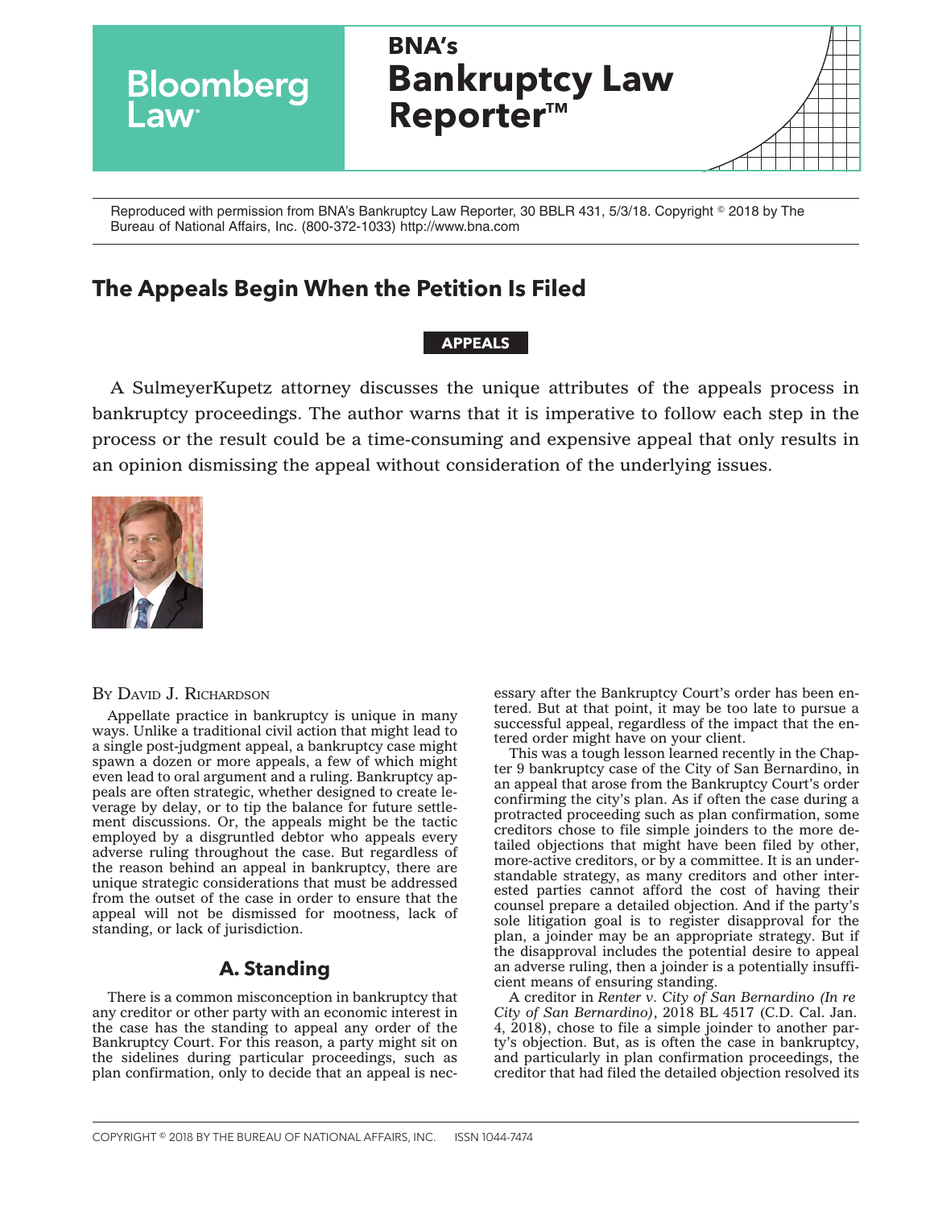# BNA's Bankruptcy Law Reporter™

Reproduced with permission from BNA's Bankruptcy Law Reporter, 30 BBLR 431, 5/3/18. Copyright © 2018 by The Bureau of National Affairs, Inc. (800-372-1033) http://www.bna.com

## The Appeals Begin When the Petition Is Filed

**APPEALS**

A SulmeyerKupetz attorney discusses the unique attributes of the appeals process in bankruptcy proceedings. The author warns that it is imperative to follow each step in the process or the result could be a time-consuming and expensive appeal that only results in an opinion dismissing the appeal without consideration of the underlying issues.

By David J. Richardson

Appellate practice in bankruptcy is unique in many ways. Unlike a traditional civil action that might lead to a single post-judgment appeal, a bankruptcy case might spawn a dozen or more appeals, a few of which might even lead to oral argument and a ruling. Bankruptcy appeals are often strategic, whether designed to create leverage by delay, or to tip the balance for future settlement discussions. Or, the appeals might be the tactic employed by a disgruntled debtor who appeals every adverse ruling throughout the case. But regardless of the reason behind an appeal in bankruptcy, there are unique strategic considerations that must be addressed from the outset of the case in order to ensure that the appeal will not be dismissed for mootness, lack of standing, or lack of jurisdiction.

### A. Standing

There is a common misconception in bankruptcy that any creditor or other party with an economic interest in the case has the standing to appeal any order of the Bankruptcy Court. For this reason, a party might sit on the sidelines during particular proceedings, such as plan confirmation, only to decide that an appeal is necessary after the Bankruptcy Court's order has been entered. But at that point, it may be too late to pursue a successful appeal, regardless of the impact that the entered order might have on your client.

This was a tough lesson learned recently in the Chapter 9 bankruptcy case of the City of San Bernardino, in an appeal that arose from the Bankruptcy Court's order confirming the city's plan. As if often the case during a protracted proceeding such as plan confirmation, some creditors chose to file simple joinders to the more detailed objections that might have been filed by other, more-active creditors, or by a committee. It is an understandable strategy, as many creditors and other interested parties cannot afford the cost of having their counsel prepare a detailed objection. And if the party's sole litigation goal is to register disapproval for the plan, a joinder may be an appropriate strategy. But if the disapproval includes the potential desire to appeal an adverse ruling, then a joinder is a potentially insufficient means of ensuring standing.

A creditor in *Renter v. City of San Bernardino (In re City of San Bernardino)*, 2018 BL 4517 (C.D. Cal. Jan. 4, 2018), chose to file a simple joinder to another party's objection. But, as is often the case in bankruptcy, and particularly in plan confirmation proceedings, the creditor that had filed the detailed objection resolved its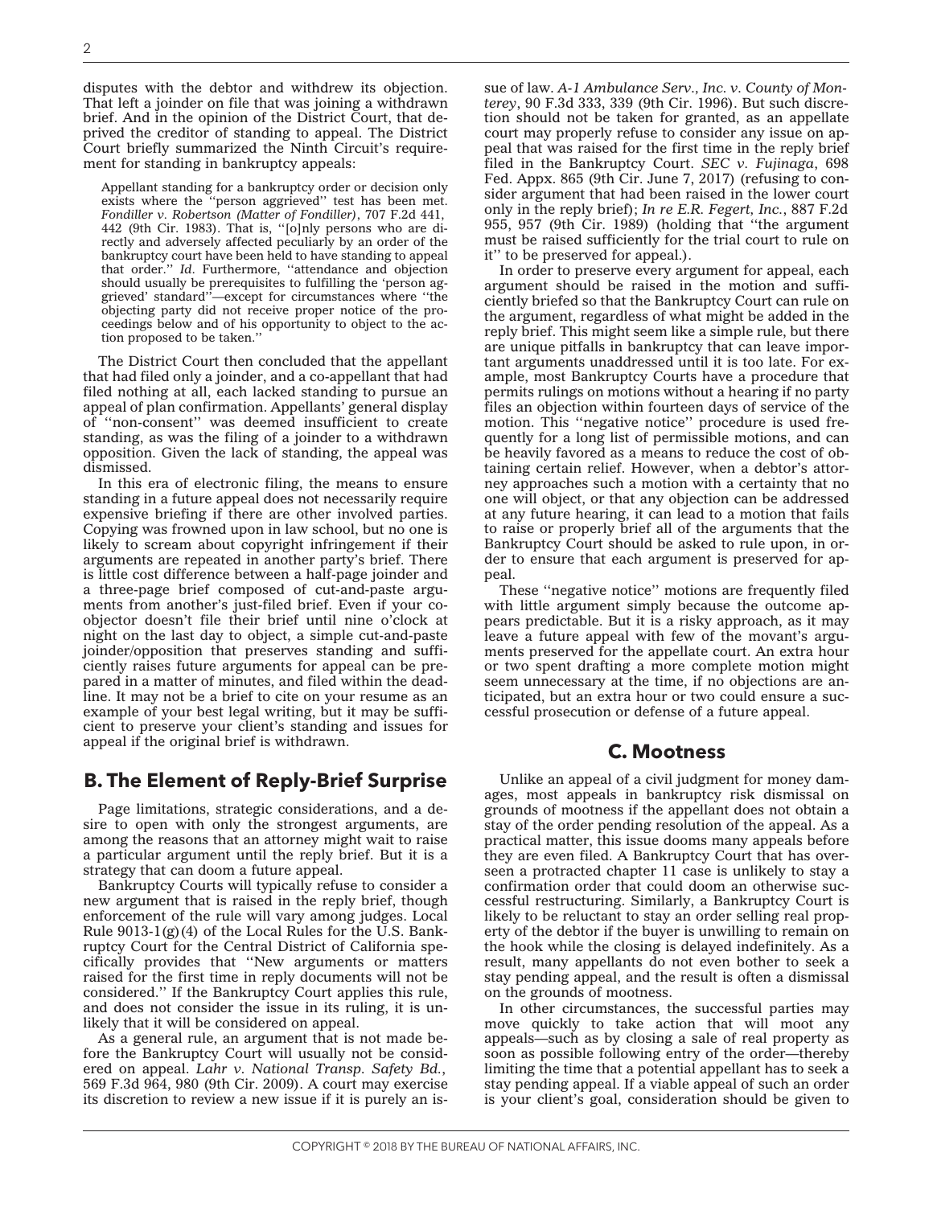disputes with the debtor and withdrew its objection. That left a joinder on file that was joining a withdrawn brief. And in the opinion of the District Court, that deprived the creditor of standing to appeal. The District Court briefly summarized the Ninth Circuit's requirement for standing in bankruptcy appeals:

> Appellant standing for a bankruptcy order or decision only exists where the ''person aggrieved'' test has been met. *Fondiller v. Robertson (Matter of Fondiller)*, 707 F.2d 441, 442 (9th Cir. 1983). That is, ''[o]nly persons who are directly and adversely affected peculiarly by an order of the bankruptcy court have been held to have standing to appeal that order.'' *Id*. Furthermore, ''attendance and objection should usually be prerequisites to fulfilling the 'person aggrieved' standard''—except for circumstances where ''the objecting party did not receive proper notice of the proceedings below and of his opportunity to object to the action proposed to be taken.''

The District Court then concluded that the appellant that had filed only a joinder, and a co-appellant that had filed nothing at all, each lacked standing to pursue an appeal of plan confirmation. Appellants' general display of ''non-consent'' was deemed insufficient to create standing, as was the filing of a joinder to a withdrawn opposition. Given the lack of standing, the appeal was dismissed.

In this era of electronic filing, the means to ensure standing in a future appeal does not necessarily require expensive briefing if there are other involved parties. Copying was frowned upon in law school, but no one is likely to scream about copyright infringement if their arguments are repeated in another party's brief. There is little cost difference between a half-page joinder and a three-page brief composed of cut-and-paste arguments from another's just-filed brief. Even if your co-objector doesn't file their brief until nine o'clock at night on the last day to object, a simple cut-and-paste joinder/opposition that preserves standing and sufficiently raises future arguments for appeal can be prepared in a matter of minutes, and filed within the deadline. It may not be a brief to cite on your resume as an example of your best legal writing, but it may be sufficient to preserve your client's standing and issues for appeal if the original brief is withdrawn.

## B. The Element of Reply-Brief Surprise

Page limitations, strategic considerations, and a desire to open with only the strongest arguments, are among the reasons that an attorney might wait to raise a particular argument until the reply brief. But it is a strategy that can doom a future appeal.

Bankruptcy Courts will typically refuse to consider a new argument that is raised in the reply brief, though enforcement of the rule will vary among judges. Local Rule 9013-1(g)(4) of the Local Rules for the U.S. Bankruptcy Court for the Central District of California specifically provides that ''New arguments or matters raised for the first time in reply documents will not be considered.'' If the Bankruptcy Court applies this rule, and does not consider the issue in its ruling, it is unlikely that it will be considered on appeal.

As a general rule, an argument that is not made before the Bankruptcy Court will usually not be considered on appeal. *Lahr v. National Transp. Safety Bd.*, 569 F.3d 964, 980 (9th Cir. 2009). A court may exercise its discretion to review a new issue if it is purely an issue of law. *A-1 Ambulance Serv., Inc. v. County of Monterey*, 90 F.3d 333, 339 (9th Cir. 1996). But such discretion should not be taken for granted, as an appellate court may properly refuse to consider any issue on appeal that was raised for the first time in the reply brief filed in the Bankruptcy Court. *SEC v. Fujinaga*, 698 Fed. Appx. 865 (9th Cir. June 7, 2017) (refusing to consider argument that had been raised in the lower court only in the reply brief); *In re E.R. Fegert, Inc.*, 887 F.2d 955, 957 (9th Cir. 1989) (holding that ''the argument must be raised sufficiently for the trial court to rule on it'' to be preserved for appeal.).

In order to preserve every argument for appeal, each argument should be raised in the motion and sufficiently briefed so that the Bankruptcy Court can rule on the argument, regardless of what might be added in the reply brief. This might seem like a simple rule, but there are unique pitfalls in bankruptcy that can leave important arguments unaddressed until it is too late. For example, most Bankruptcy Courts have a procedure that permits rulings on motions without a hearing if no party files an objection within fourteen days of service of the motion. This ''negative notice'' procedure is used frequently for a long list of permissible motions, and can be heavily favored as a means to reduce the cost of obtaining certain relief. However, when a debtor's attorney approaches such a motion with a certainty that no one will object, or that any objection can be addressed at any future hearing, it can lead to a motion that fails to raise or properly brief all of the arguments that the Bankruptcy Court should be asked to rule upon, in order to ensure that each argument is preserved for appeal.

These ''negative notice'' motions are frequently filed with little argument simply because the outcome appears predictable. But it is a risky approach, as it may leave a future appeal with few of the movant's arguments preserved for the appellate court. An extra hour or two spent drafting a more complete motion might seem unnecessary at the time, if no objections are anticipated, but an extra hour or two could ensure a successful prosecution or defense of a future appeal.

## C. Mootness

Unlike an appeal of a civil judgment for money damages, most appeals in bankruptcy risk dismissal on grounds of mootness if the appellant does not obtain a stay of the order pending resolution of the appeal. As a practical matter, this issue dooms many appeals before they are even filed. A Bankruptcy Court that has overseen a protracted chapter 11 case is unlikely to stay a confirmation order that could doom an otherwise successful restructuring. Similarly, a Bankruptcy Court is likely to be reluctant to stay an order selling real property of the debtor if the buyer is unwilling to remain on the hook while the closing is delayed indefinitely. As a result, many appellants do not even bother to seek a stay pending appeal, and the result is often a dismissal on the grounds of mootness.

In other circumstances, the successful parties may move quickly to take action that will moot any appeals—such as by closing a sale of real property as soon as possible following entry of the order—thereby limiting the time that a potential appellant has to seek a stay pending appeal. If a viable appeal of such an order is your client's goal, consideration should be given to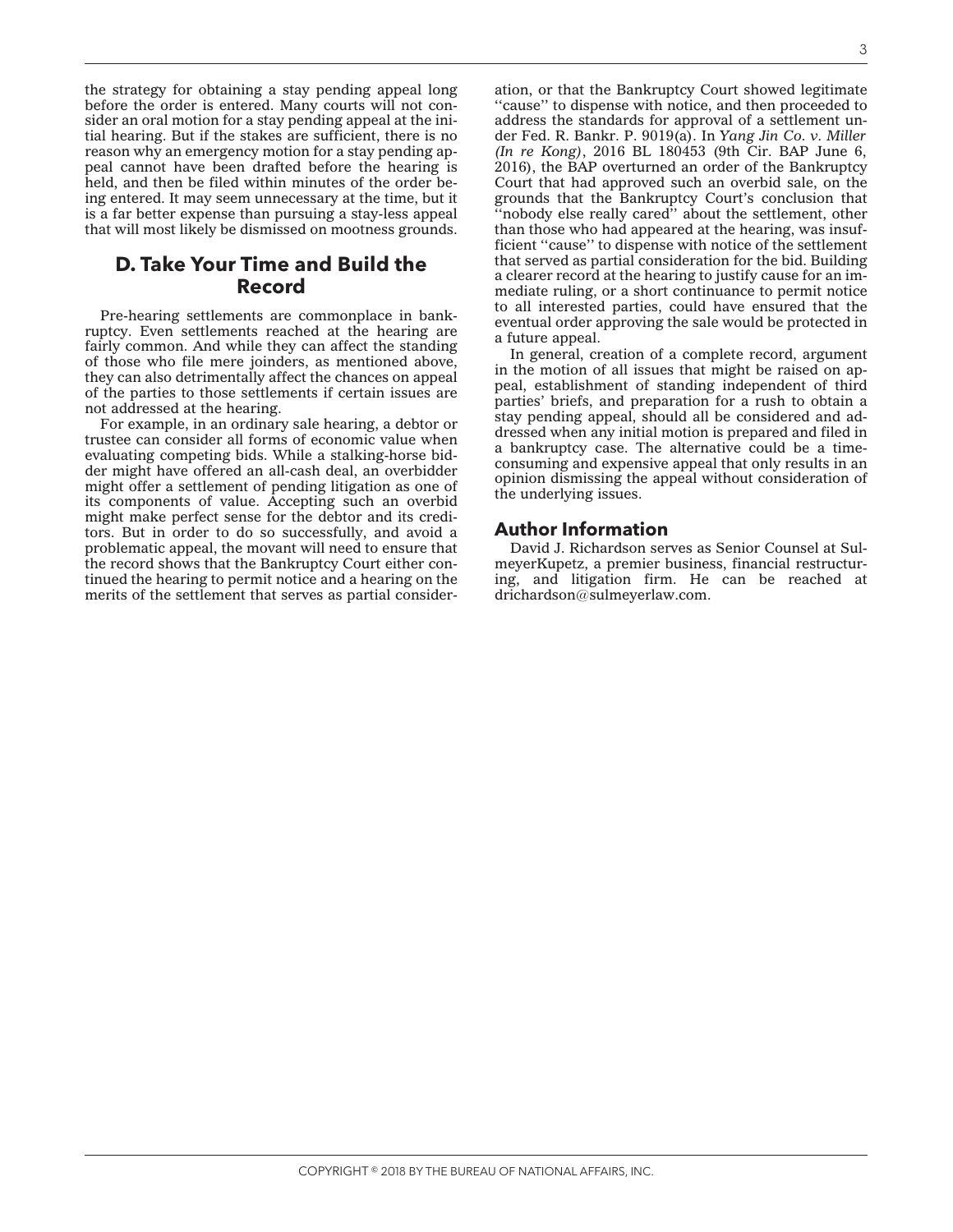the strategy for obtaining a stay pending appeal long before the order is entered. Many courts will not consider an oral motion for a stay pending appeal at the initial hearing. But if the stakes are sufficient, there is no reason why an emergency motion for a stay pending appeal cannot have been drafted before the hearing is held, and then be filed within minutes of the order being entered. It may seem unnecessary at the time, but it is a far better expense than pursuing a stay-less appeal that will most likely be dismissed on mootness grounds.

## D. Take Your Time and Build the Record

Pre-hearing settlements are commonplace in bankruptcy. Even settlements reached at the hearing are fairly common. And while they can affect the standing of those who file mere joinders, as mentioned above, they can also detrimentally affect the chances on appeal of the parties to those settlements if certain issues are not addressed at the hearing.

For example, in an ordinary sale hearing, a debtor or trustee can consider all forms of economic value when evaluating competing bids. While a stalking-horse bidder might have offered an all-cash deal, an overbidder might offer a settlement of pending litigation as one of its components of value. Accepting such an overbid might make perfect sense for the debtor and its creditors. But in order to do so successfully, and avoid a problematic appeal, the movant will need to ensure that the record shows that the Bankruptcy Court either continued the hearing to permit notice and a hearing on the merits of the settlement that serves as partial consideration, or that the Bankruptcy Court showed legitimate ''cause'' to dispense with notice, and then proceeded to address the standards for approval of a settlement under Fed. R. Bankr. P. 9019(a). In *Yang Jin Co. v. Miller (In re Kong)*, 2016 BL 180453 (9th Cir. BAP June 6, 2016), the BAP overturned an order of the Bankruptcy Court that had approved such an overbid sale, on the grounds that the Bankruptcy Court's conclusion that ''nobody else really cared'' about the settlement, other than those who had appeared at the hearing, was insufficient ''cause'' to dispense with notice of the settlement that served as partial consideration for the bid. Building a clearer record at the hearing to justify cause for an immediate ruling, or a short continuance to permit notice to all interested parties, could have ensured that the eventual order approving the sale would be protected in a future appeal.

In general, creation of a complete record, argument in the motion of all issues that might be raised on appeal, establishment of standing independent of third parties' briefs, and preparation for a rush to obtain a stay pending appeal, should all be considered and addressed when any initial motion is prepared and filed in a bankruptcy case. The alternative could be a time-consuming and expensive appeal that only results in an opinion dismissing the appeal without consideration of the underlying issues.

## Author Information

David J. Richardson serves as Senior Counsel at SulmeyerKupetz, a premier business, financial restructuring, and litigation firm. He can be reached at drichardson@sulmeyerlaw.com.